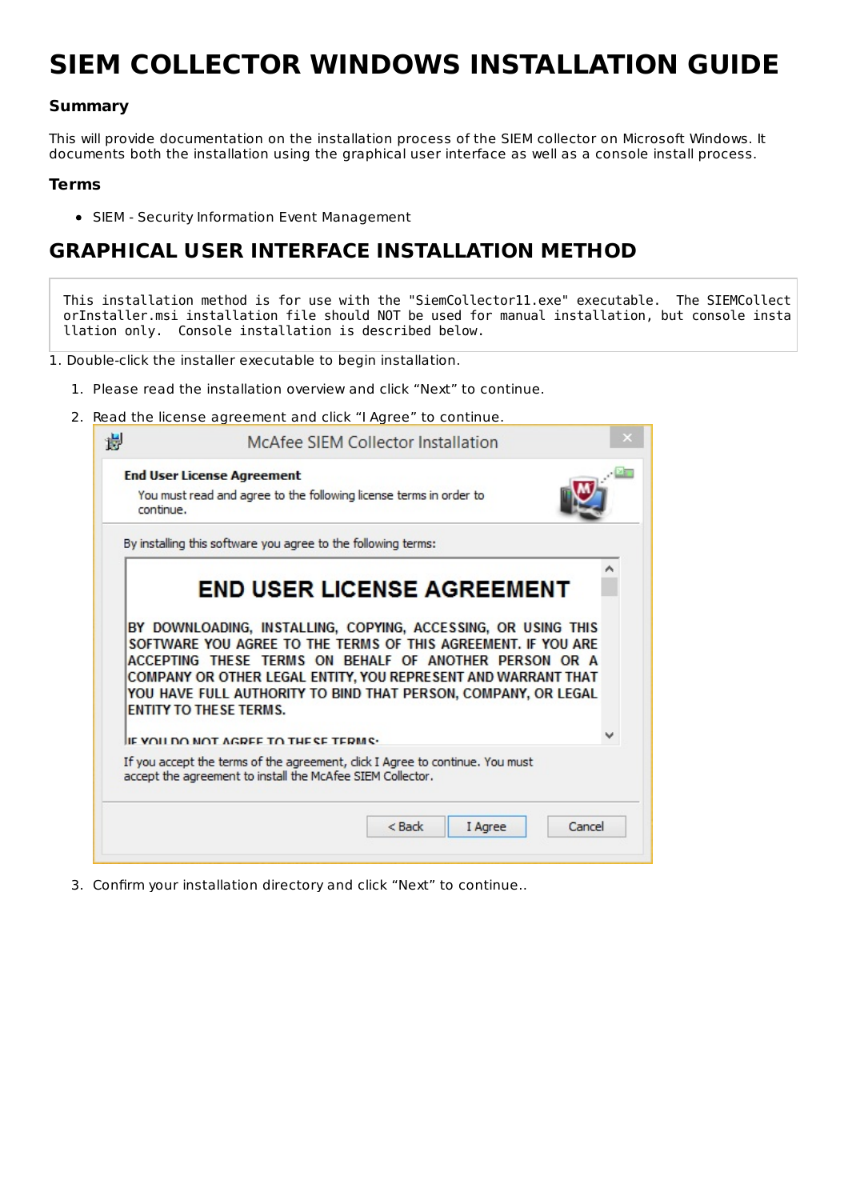# SIEM COLLECTOR WINDOWS INSTALLATION GUIDE

### Summary

This will provide documentation on the installation process of the SIEM collector on Microsoft Windows. It documents both the installation using the graphical user interface as well as a console install process.

### Terms

- SIEM - Security Information Event Management

## GRAPHICAL USER INTERFACE INSTALLATION METHOD

```
This installation method is for use with the "SiemCollector11.exe" executable.  The SIEMCollectorInstaller.msi installation file should NOT be used for manual installation, but console installation only.  Console installation is described below.
```

1. Double-click the installer executable to begin installation.

   1. Please read the installation overview and click “Next” to continue.
   2. Read the license agreement and click “I Agree” to continue.
   3. Confirm your installation directory and click “Next” to continue..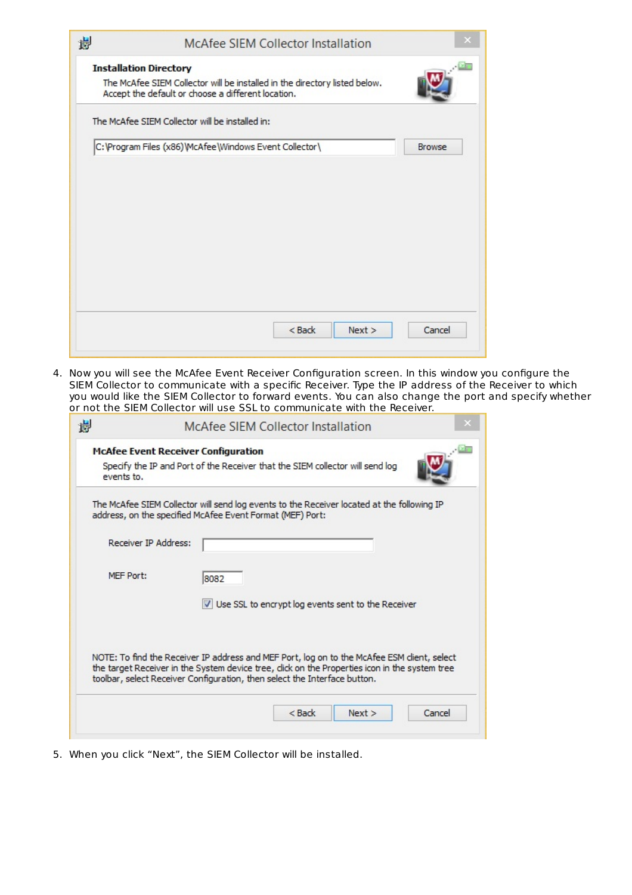McAfee SIEM Collector Installation

**Installation Directory**

The McAfee SIEM Collector will be installed in the directory listed below. Accept the default or choose a different location.

The McAfee SIEM Collector will be installed in:

C:\Program Files (x86)\McAfee\Windows Event Collector\ [Browse]

[< Back] [Next >] [Cancel]

4. Now you will see the McAfee Event Receiver Configuration screen. In this window you configure the SIEM Collector to communicate with a specific Receiver. Type the IP address of the Receiver to which you would like the SIEM Collector to forward events. You can also change the port and specify whether or not the SIEM Collector will use SSL to communicate with the Receiver.

McAfee SIEM Collector Installation

**McAfee Event Receiver Configuration**

Specify the IP and Port of the Receiver that the SIEM collector will send log events to.

The McAfee SIEM Collector will send log events to the Receiver located at the following IP address, on the specified McAfee Event Format (MEF) Port:

Receiver IP Address:

MEF Port: 8082

☑ Use SSL to encrypt log events sent to the Receiver

NOTE: To find the Receiver IP address and MEF Port, log on to the McAfee ESM client, select the target Receiver in the System device tree, click on the Properties icon in the system tree toolbar, select Receiver Configuration, then select the Interface button.

[< Back] [Next >] [Cancel]

5. When you click "Next", the SIEM Collector will be installed.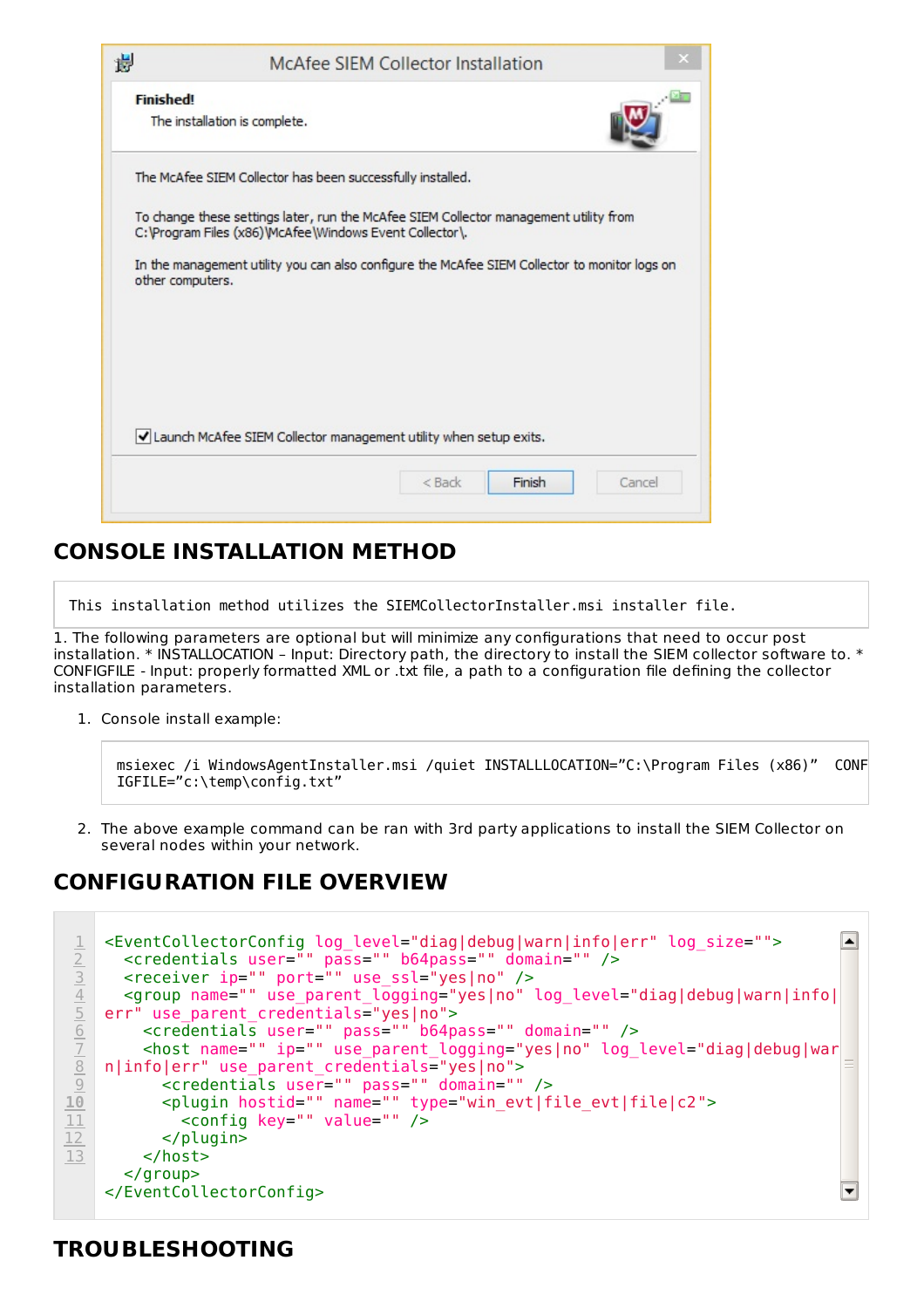## CONSOLE INSTALLATION METHOD

```
This installation method utilizes the SIEMCollectorInstaller.msi installer file.
```

1. The following parameters are optional but will minimize any configurations that need to occur post installation. * INSTALLOCATION – Input: Directory path, the directory to install the SIEM collector software to. * CONFIGFILE - Input: properly formatted XML or .txt file, a path to a configuration file defining the collector installation parameters.

   1. Console install example:

   ```
   msiexec /i WindowsAgentInstaller.msi /quiet INSTALLLOCATION=”C:\Program Files (x86)”  CONFIGFILE=”c:\temp\config.txt”
   ```

   2. The above example command can be ran with 3rd party applications to install the SIEM Collector on several nodes within your network.

## CONFIGURATION FILE OVERVIEW

```
<EventCollectorConfig log_level="diag|debug|warn|info|err" log_size="">
  <credentials user="" pass="" b64pass="" domain="" />
  <receiver ip="" port="" use_ssl="yes|no" />
  <group name="" use_parent_logging="yes|no" log_level="diag|debug|warn|info|err" use_parent_credentials="yes|no">
    <credentials user="" pass="" b64pass="" domain="" />
    <host name="" ip="" use_parent_logging="yes|no" log_level="diag|debug|warn|info|err" use_parent_credentials="yes|no">
      <credentials user="" pass="" domain="" />
      <plugin hostid="" name="" type="win_evt|file_evt|file|c2">
        <config key="" value="" />
      </plugin>
    </host>
  </group>
</EventCollectorConfig>
```

## TROUBLESHOOTING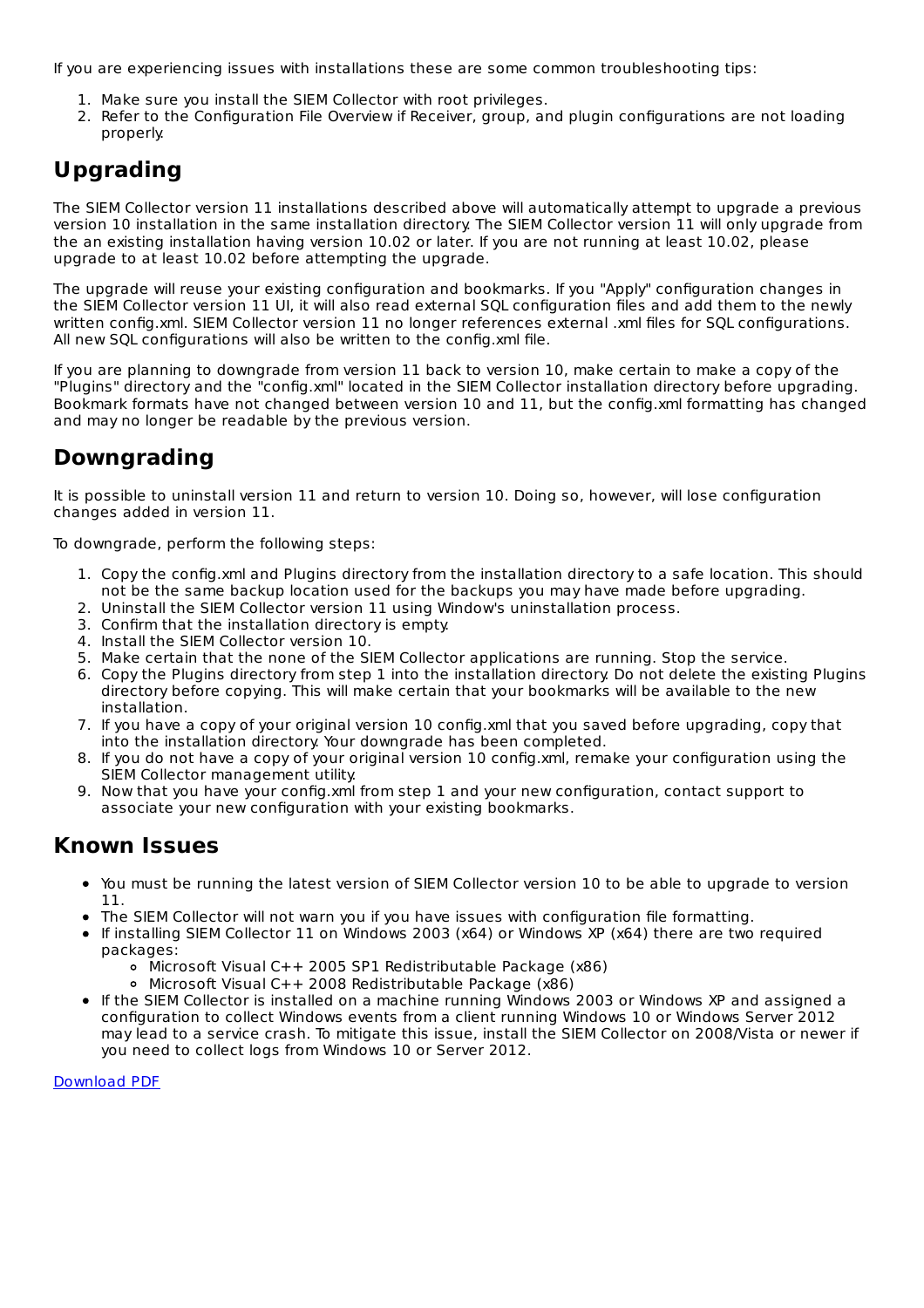If you are experiencing issues with installations these are some common troubleshooting tips:

1. Make sure you install the SIEM Collector with root privileges.
2. Refer to the Configuration File Overview if Receiver, group, and plugin configurations are not loading properly.

## Upgrading

The SIEM Collector version 11 installations described above will automatically attempt to upgrade a previous version 10 installation in the same installation directory. The SIEM Collector version 11 will only upgrade from the an existing installation having version 10.02 or later. If you are not running at least 10.02, please upgrade to at least 10.02 before attempting the upgrade.

The upgrade will reuse your existing configuration and bookmarks. If you "Apply" configuration changes in the SIEM Collector version 11 UI, it will also read external SQL configuration files and add them to the newly written config.xml. SIEM Collector version 11 no longer references external .xml files for SQL configurations. All new SQL configurations will also be written to the config.xml file.

If you are planning to downgrade from version 11 back to version 10, make certain to make a copy of the "Plugins" directory and the "config.xml" located in the SIEM Collector installation directory before upgrading. Bookmark formats have not changed between version 10 and 11, but the config.xml formatting has changed and may no longer be readable by the previous version.

## Downgrading

It is possible to uninstall version 11 and return to version 10. Doing so, however, will lose configuration changes added in version 11.

To downgrade, perform the following steps:

1. Copy the config.xml and Plugins directory from the installation directory to a safe location. This should not be the same backup location used for the backups you may have made before upgrading.
2. Uninstall the SIEM Collector version 11 using Window's uninstallation process.
3. Confirm that the installation directory is empty.
4. Install the SIEM Collector version 10.
5. Make certain that the none of the SIEM Collector applications are running. Stop the service.
6. Copy the Plugins directory from step 1 into the installation directory. Do not delete the existing Plugins directory before copying. This will make certain that your bookmarks will be available to the new installation.
7. If you have a copy of your original version 10 config.xml that you saved before upgrading, copy that into the installation directory. Your downgrade has been completed.
8. If you do not have a copy of your original version 10 config.xml, remake your configuration using the SIEM Collector management utility.
9. Now that you have your config.xml from step 1 and your new configuration, contact support to associate your new configuration with your existing bookmarks.

## Known Issues

- You must be running the latest version of SIEM Collector version 10 to be able to upgrade to version 11.
- The SIEM Collector will not warn you if you have issues with configuration file formatting.
- If installing SIEM Collector 11 on Windows 2003 (x64) or Windows XP (x64) there are two required packages:
  - Microsoft Visual C++ 2005 SP1 Redistributable Package (x86)
  - Microsoft Visual C++ 2008 Redistributable Package (x86)
- If the SIEM Collector is installed on a machine running Windows 2003 or Windows XP and assigned a configuration to collect Windows events from a client running Windows 10 or Windows Server 2012 may lead to a service crash. To mitigate this issue, install the SIEM Collector on 2008/Vista or newer if you need to collect logs from Windows 10 or Server 2012.

Download PDF